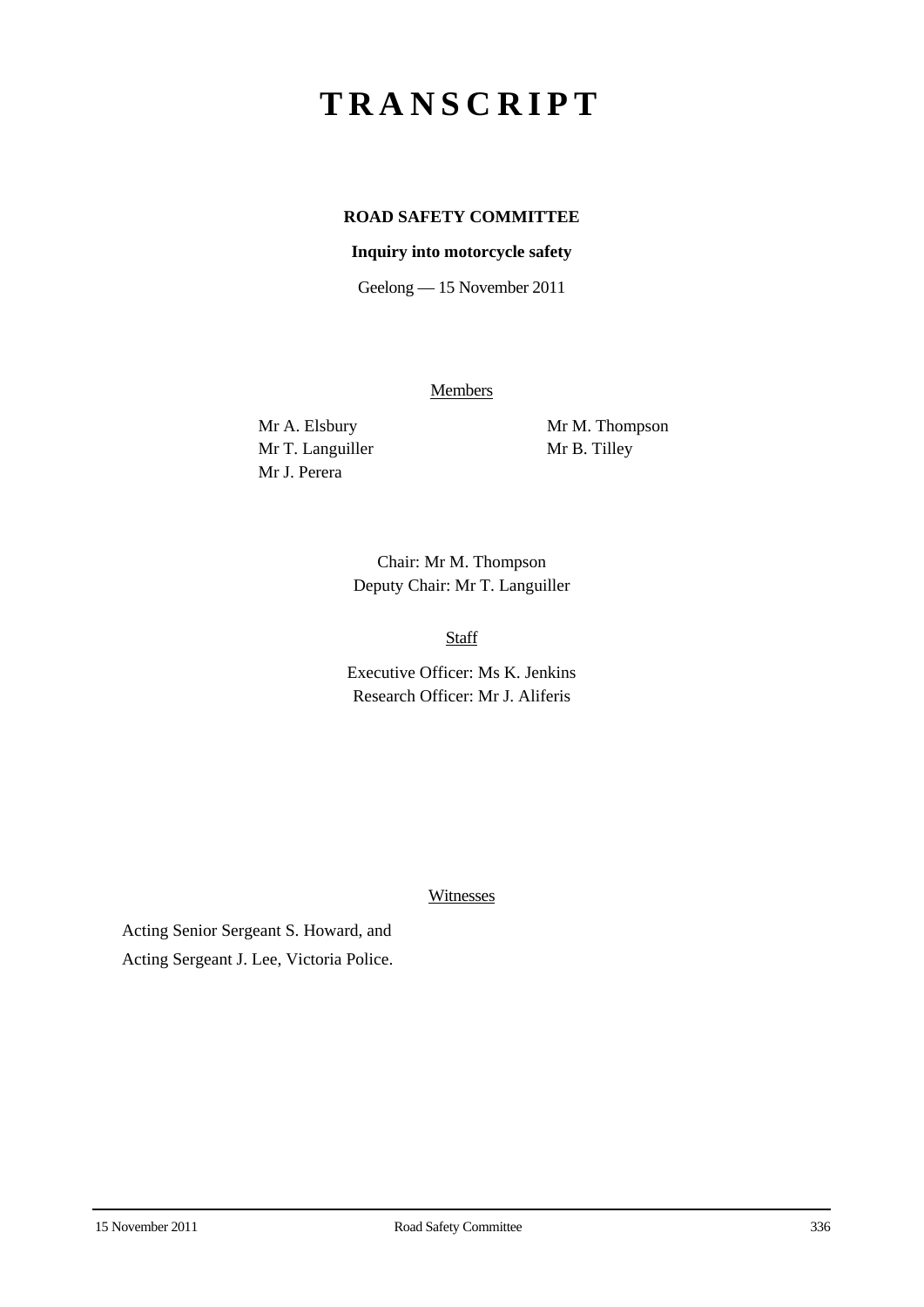# TRANSCRIPT

**ROAD SAFETY COMMITTEE**

**Inquiry into motorcycle safety**

Geelong — 15 November 2011

Members

Mr A. Elsbury
Mr T. Languiller
Mr J. Perera
Mr M. Thompson
Mr B. Tilley

Chair: Mr M. Thompson
Deputy Chair: Mr T. Languiller

Staff

Executive Officer: Ms K. Jenkins
Research Officer: Mr J. Aliferis

Witnesses

Acting Senior Sergeant S. Howard, and
Acting Sergeant J. Lee, Victoria Police.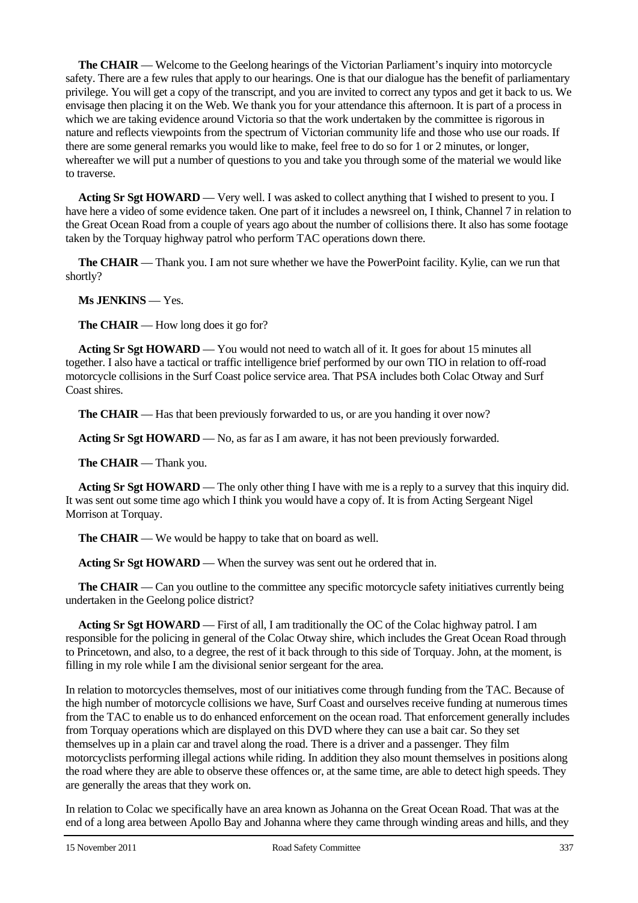**The CHAIR** — Welcome to the Geelong hearings of the Victorian Parliament's inquiry into motorcycle safety. There are a few rules that apply to our hearings. One is that our dialogue has the benefit of parliamentary privilege. You will get a copy of the transcript, and you are invited to correct any typos and get it back to us. We envisage then placing it on the Web. We thank you for your attendance this afternoon. It is part of a process in which we are taking evidence around Victoria so that the work undertaken by the committee is rigorous in nature and reflects viewpoints from the spectrum of Victorian community life and those who use our roads. If there are some general remarks you would like to make, feel free to do so for 1 or 2 minutes, or longer, whereafter we will put a number of questions to you and take you through some of the material we would like to traverse.

**Acting Sr Sgt HOWARD** — Very well. I was asked to collect anything that I wished to present to you. I have here a video of some evidence taken. One part of it includes a newsreel on, I think, Channel 7 in relation to the Great Ocean Road from a couple of years ago about the number of collisions there. It also has some footage taken by the Torquay highway patrol who perform TAC operations down there.

**The CHAIR** — Thank you. I am not sure whether we have the PowerPoint facility. Kylie, can we run that shortly?

**Ms JENKINS** — Yes.

**The CHAIR** — How long does it go for?

**Acting Sr Sgt HOWARD** — You would not need to watch all of it. It goes for about 15 minutes all together. I also have a tactical or traffic intelligence brief performed by our own TIO in relation to off-road motorcycle collisions in the Surf Coast police service area. That PSA includes both Colac Otway and Surf Coast shires.

**The CHAIR** — Has that been previously forwarded to us, or are you handing it over now?

**Acting Sr Sgt HOWARD** — No, as far as I am aware, it has not been previously forwarded.

**The CHAIR** — Thank you.

**Acting Sr Sgt HOWARD** — The only other thing I have with me is a reply to a survey that this inquiry did. It was sent out some time ago which I think you would have a copy of. It is from Acting Sergeant Nigel Morrison at Torquay.

**The CHAIR** — We would be happy to take that on board as well.

**Acting Sr Sgt HOWARD** — When the survey was sent out he ordered that in.

**The CHAIR** — Can you outline to the committee any specific motorcycle safety initiatives currently being undertaken in the Geelong police district?

**Acting Sr Sgt HOWARD** — First of all, I am traditionally the OC of the Colac highway patrol. I am responsible for the policing in general of the Colac Otway shire, which includes the Great Ocean Road through to Princetown, and also, to a degree, the rest of it back through to this side of Torquay. John, at the moment, is filling in my role while I am the divisional senior sergeant for the area.

In relation to motorcycles themselves, most of our initiatives come through funding from the TAC. Because of the high number of motorcycle collisions we have, Surf Coast and ourselves receive funding at numerous times from the TAC to enable us to do enhanced enforcement on the ocean road. That enforcement generally includes from Torquay operations which are displayed on this DVD where they can use a bait car. So they set themselves up in a plain car and travel along the road. There is a driver and a passenger. They film motorcyclists performing illegal actions while riding. In addition they also mount themselves in positions along the road where they are able to observe these offences or, at the same time, are able to detect high speeds. They are generally the areas that they work on.

In relation to Colac we specifically have an area known as Johanna on the Great Ocean Road. That was at the end of a long area between Apollo Bay and Johanna where they came through winding areas and hills, and they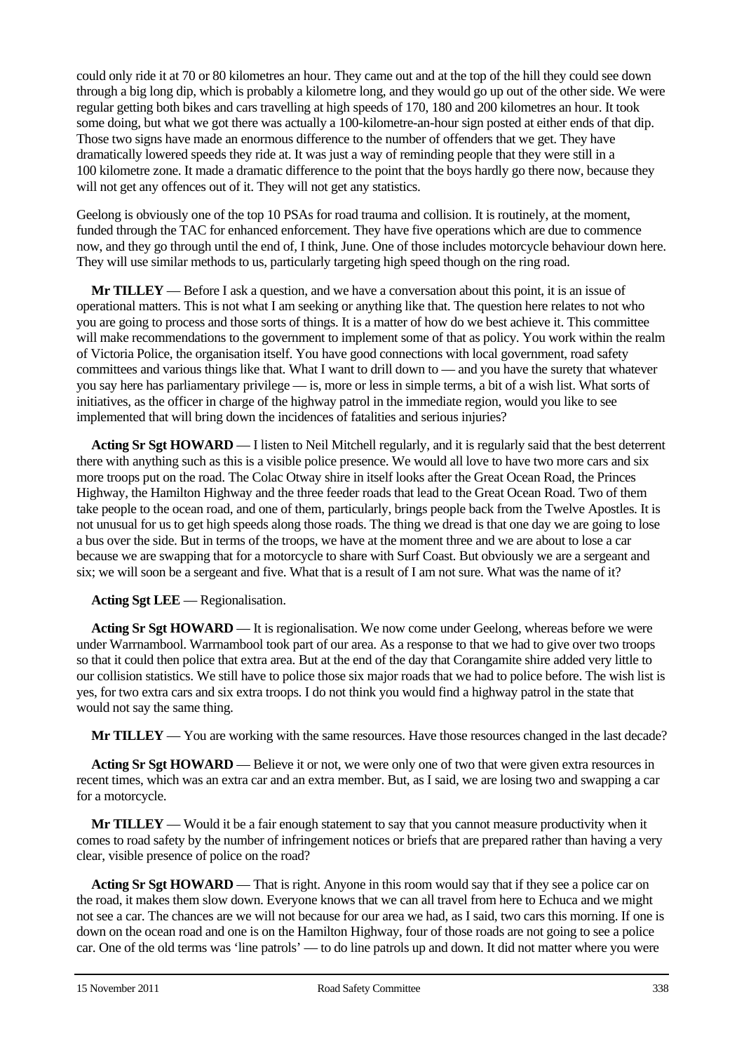could only ride it at 70 or 80 kilometres an hour. They came out and at the top of the hill they could see down through a big long dip, which is probably a kilometre long, and they would go up out of the other side. We were regular getting both bikes and cars travelling at high speeds of 170, 180 and 200 kilometres an hour. It took some doing, but what we got there was actually a 100-kilometre-an-hour sign posted at either ends of that dip. Those two signs have made an enormous difference to the number of offenders that we get. They have dramatically lowered speeds they ride at. It was just a way of reminding people that they were still in a 100 kilometre zone. It made a dramatic difference to the point that the boys hardly go there now, because they will not get any offences out of it. They will not get any statistics.

Geelong is obviously one of the top 10 PSAs for road trauma and collision. It is routinely, at the moment, funded through the TAC for enhanced enforcement. They have five operations which are due to commence now, and they go through until the end of, I think, June. One of those includes motorcycle behaviour down here. They will use similar methods to us, particularly targeting high speed though on the ring road.

**Mr TILLEY** — Before I ask a question, and we have a conversation about this point, it is an issue of operational matters. This is not what I am seeking or anything like that. The question here relates to not who you are going to process and those sorts of things. It is a matter of how do we best achieve it. This committee will make recommendations to the government to implement some of that as policy. You work within the realm of Victoria Police, the organisation itself. You have good connections with local government, road safety committees and various things like that. What I want to drill down to — and you have the surety that whatever you say here has parliamentary privilege — is, more or less in simple terms, a bit of a wish list. What sorts of initiatives, as the officer in charge of the highway patrol in the immediate region, would you like to see implemented that will bring down the incidences of fatalities and serious injuries?

**Acting Sr Sgt HOWARD** — I listen to Neil Mitchell regularly, and it is regularly said that the best deterrent there with anything such as this is a visible police presence. We would all love to have two more cars and six more troops put on the road. The Colac Otway shire in itself looks after the Great Ocean Road, the Princes Highway, the Hamilton Highway and the three feeder roads that lead to the Great Ocean Road. Two of them take people to the ocean road, and one of them, particularly, brings people back from the Twelve Apostles. It is not unusual for us to get high speeds along those roads. The thing we dread is that one day we are going to lose a bus over the side. But in terms of the troops, we have at the moment three and we are about to lose a car because we are swapping that for a motorcycle to share with Surf Coast. But obviously we are a sergeant and six; we will soon be a sergeant and five. What that is a result of I am not sure. What was the name of it?

**Acting Sgt LEE** — Regionalisation.

**Acting Sr Sgt HOWARD** — It is regionalisation. We now come under Geelong, whereas before we were under Warrnambool. Warrnambool took part of our area. As a response to that we had to give over two troops so that it could then police that extra area. But at the end of the day that Corangamite shire added very little to our collision statistics. We still have to police those six major roads that we had to police before. The wish list is yes, for two extra cars and six extra troops. I do not think you would find a highway patrol in the state that would not say the same thing.

**Mr TILLEY** — You are working with the same resources. Have those resources changed in the last decade?

**Acting Sr Sgt HOWARD** — Believe it or not, we were only one of two that were given extra resources in recent times, which was an extra car and an extra member. But, as I said, we are losing two and swapping a car for a motorcycle.

**Mr TILLEY** — Would it be a fair enough statement to say that you cannot measure productivity when it comes to road safety by the number of infringement notices or briefs that are prepared rather than having a very clear, visible presence of police on the road?

**Acting Sr Sgt HOWARD** — That is right. Anyone in this room would say that if they see a police car on the road, it makes them slow down. Everyone knows that we can all travel from here to Echuca and we might not see a car. The chances are we will not because for our area we had, as I said, two cars this morning. If one is down on the ocean road and one is on the Hamilton Highway, four of those roads are not going to see a police car. One of the old terms was 'line patrols' — to do line patrols up and down. It did not matter where you were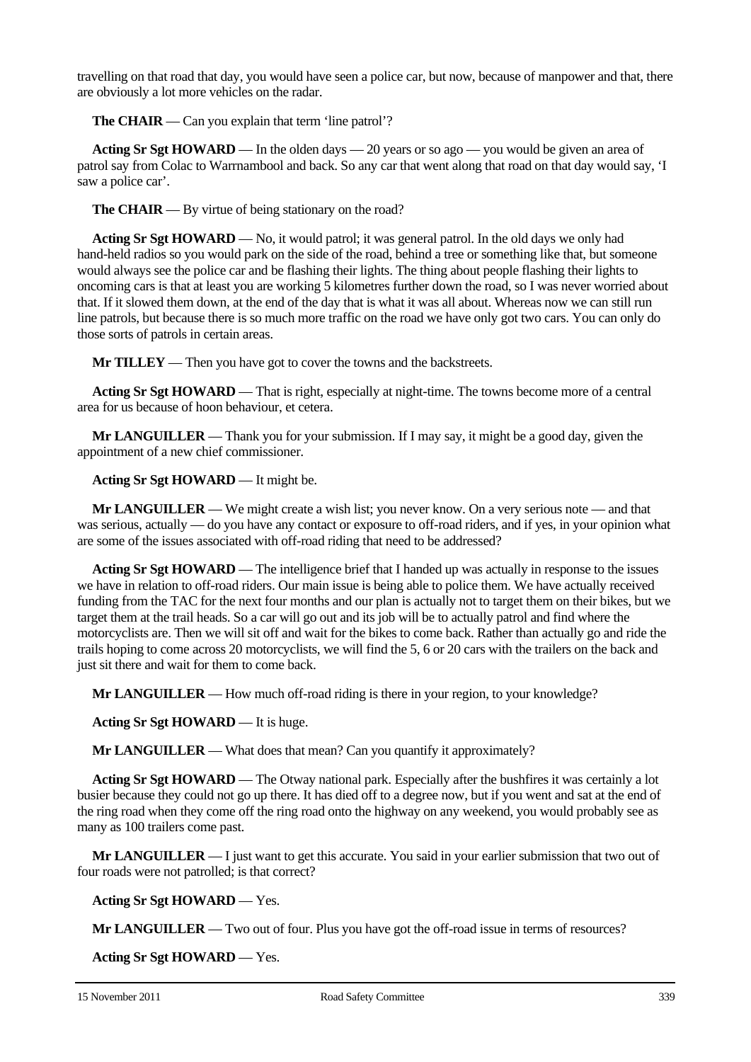travelling on that road that day, you would have seen a police car, but now, because of manpower and that, there are obviously a lot more vehicles on the radar.

**The CHAIR** — Can you explain that term 'line patrol'?

**Acting Sr Sgt HOWARD** — In the olden days — 20 years or so ago — you would be given an area of patrol say from Colac to Warrnambool and back. So any car that went along that road on that day would say, 'I saw a police car'.

**The CHAIR** — By virtue of being stationary on the road?

**Acting Sr Sgt HOWARD** — No, it would patrol; it was general patrol. In the old days we only had hand-held radios so you would park on the side of the road, behind a tree or something like that, but someone would always see the police car and be flashing their lights. The thing about people flashing their lights to oncoming cars is that at least you are working 5 kilometres further down the road, so I was never worried about that. If it slowed them down, at the end of the day that is what it was all about. Whereas now we can still run line patrols, but because there is so much more traffic on the road we have only got two cars. You can only do those sorts of patrols in certain areas.

**Mr TILLEY** — Then you have got to cover the towns and the backstreets.

**Acting Sr Sgt HOWARD** — That is right, especially at night-time. The towns become more of a central area for us because of hoon behaviour, et cetera.

**Mr LANGUILLER** — Thank you for your submission. If I may say, it might be a good day, given the appointment of a new chief commissioner.

**Acting Sr Sgt HOWARD** — It might be.

**Mr LANGUILLER** — We might create a wish list; you never know. On a very serious note — and that was serious, actually — do you have any contact or exposure to off-road riders, and if yes, in your opinion what are some of the issues associated with off-road riding that need to be addressed?

**Acting Sr Sgt HOWARD** — The intelligence brief that I handed up was actually in response to the issues we have in relation to off-road riders. Our main issue is being able to police them. We have actually received funding from the TAC for the next four months and our plan is actually not to target them on their bikes, but we target them at the trail heads. So a car will go out and its job will be to actually patrol and find where the motorcyclists are. Then we will sit off and wait for the bikes to come back. Rather than actually go and ride the trails hoping to come across 20 motorcyclists, we will find the 5, 6 or 20 cars with the trailers on the back and just sit there and wait for them to come back.

**Mr LANGUILLER** — How much off-road riding is there in your region, to your knowledge?

**Acting Sr Sgt HOWARD** — It is huge.

**Mr LANGUILLER** — What does that mean? Can you quantify it approximately?

**Acting Sr Sgt HOWARD** — The Otway national park. Especially after the bushfires it was certainly a lot busier because they could not go up there. It has died off to a degree now, but if you went and sat at the end of the ring road when they come off the ring road onto the highway on any weekend, you would probably see as many as 100 trailers come past.

**Mr LANGUILLER** — I just want to get this accurate. You said in your earlier submission that two out of four roads were not patrolled; is that correct?

**Acting Sr Sgt HOWARD** — Yes.

**Mr LANGUILLER** — Two out of four. Plus you have got the off-road issue in terms of resources?

**Acting Sr Sgt HOWARD** — Yes.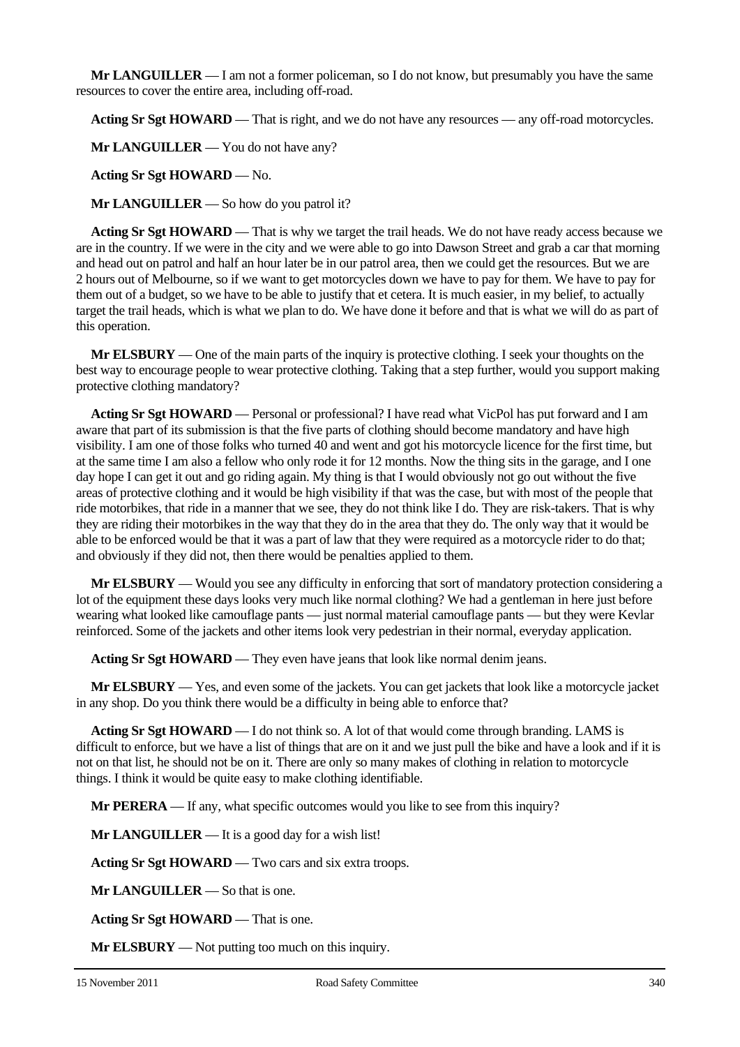**Mr LANGUILLER** — I am not a former policeman, so I do not know, but presumably you have the same resources to cover the entire area, including off-road.

**Acting Sr Sgt HOWARD** — That is right, and we do not have any resources — any off-road motorcycles.

**Mr LANGUILLER** — You do not have any?

**Acting Sr Sgt HOWARD** — No.

**Mr LANGUILLER** — So how do you patrol it?

**Acting Sr Sgt HOWARD** — That is why we target the trail heads. We do not have ready access because we are in the country. If we were in the city and we were able to go into Dawson Street and grab a car that morning and head out on patrol and half an hour later be in our patrol area, then we could get the resources. But we are 2 hours out of Melbourne, so if we want to get motorcycles down we have to pay for them. We have to pay for them out of a budget, so we have to be able to justify that et cetera. It is much easier, in my belief, to actually target the trail heads, which is what we plan to do. We have done it before and that is what we will do as part of this operation.

**Mr ELSBURY** — One of the main parts of the inquiry is protective clothing. I seek your thoughts on the best way to encourage people to wear protective clothing. Taking that a step further, would you support making protective clothing mandatory?

**Acting Sr Sgt HOWARD** — Personal or professional? I have read what VicPol has put forward and I am aware that part of its submission is that the five parts of clothing should become mandatory and have high visibility. I am one of those folks who turned 40 and went and got his motorcycle licence for the first time, but at the same time I am also a fellow who only rode it for 12 months. Now the thing sits in the garage, and I one day hope I can get it out and go riding again. My thing is that I would obviously not go out without the five areas of protective clothing and it would be high visibility if that was the case, but with most of the people that ride motorbikes, that ride in a manner that we see, they do not think like I do. They are risk-takers. That is why they are riding their motorbikes in the way that they do in the area that they do. The only way that it would be able to be enforced would be that it was a part of law that they were required as a motorcycle rider to do that; and obviously if they did not, then there would be penalties applied to them.

**Mr ELSBURY** — Would you see any difficulty in enforcing that sort of mandatory protection considering a lot of the equipment these days looks very much like normal clothing? We had a gentleman in here just before wearing what looked like camouflage pants — just normal material camouflage pants — but they were Kevlar reinforced. Some of the jackets and other items look very pedestrian in their normal, everyday application.

**Acting Sr Sgt HOWARD** — They even have jeans that look like normal denim jeans.

**Mr ELSBURY** — Yes, and even some of the jackets. You can get jackets that look like a motorcycle jacket in any shop. Do you think there would be a difficulty in being able to enforce that?

**Acting Sr Sgt HOWARD** — I do not think so. A lot of that would come through branding. LAMS is difficult to enforce, but we have a list of things that are on it and we just pull the bike and have a look and if it is not on that list, he should not be on it. There are only so many makes of clothing in relation to motorcycle things. I think it would be quite easy to make clothing identifiable.

**Mr PERERA** — If any, what specific outcomes would you like to see from this inquiry?

**Mr LANGUILLER** — It is a good day for a wish list!

**Acting Sr Sgt HOWARD** — Two cars and six extra troops.

**Mr LANGUILLER** — So that is one.

**Acting Sr Sgt HOWARD** — That is one.

**Mr ELSBURY** — Not putting too much on this inquiry.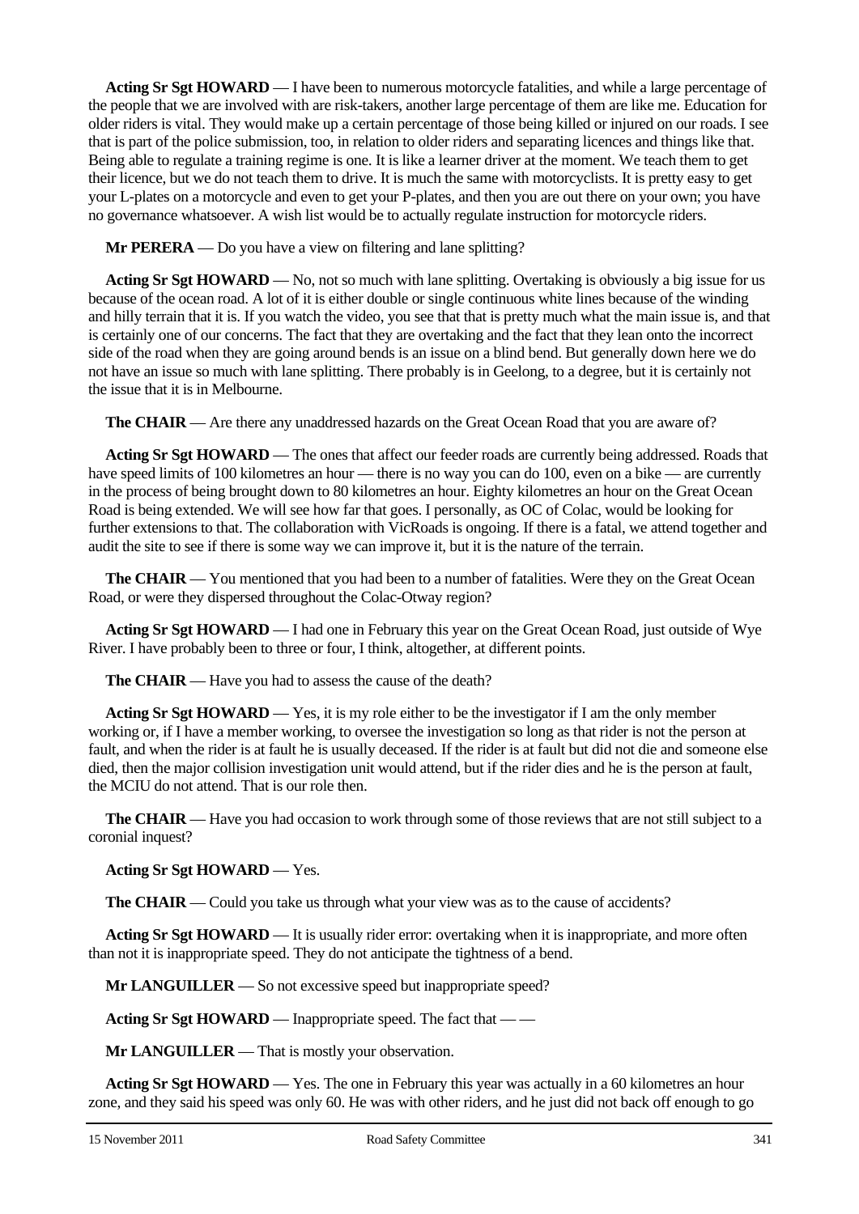**Acting Sr Sgt HOWARD** — I have been to numerous motorcycle fatalities, and while a large percentage of the people that we are involved with are risk-takers, another large percentage of them are like me. Education for older riders is vital. They would make up a certain percentage of those being killed or injured on our roads. I see that is part of the police submission, too, in relation to older riders and separating licences and things like that. Being able to regulate a training regime is one. It is like a learner driver at the moment. We teach them to get their licence, but we do not teach them to drive. It is much the same with motorcyclists. It is pretty easy to get your L-plates on a motorcycle and even to get your P-plates, and then you are out there on your own; you have no governance whatsoever. A wish list would be to actually regulate instruction for motorcycle riders.

**Mr PERERA** — Do you have a view on filtering and lane splitting?

**Acting Sr Sgt HOWARD** — No, not so much with lane splitting. Overtaking is obviously a big issue for us because of the ocean road. A lot of it is either double or single continuous white lines because of the winding and hilly terrain that it is. If you watch the video, you see that that is pretty much what the main issue is, and that is certainly one of our concerns. The fact that they are overtaking and the fact that they lean onto the incorrect side of the road when they are going around bends is an issue on a blind bend. But generally down here we do not have an issue so much with lane splitting. There probably is in Geelong, to a degree, but it is certainly not the issue that it is in Melbourne.

**The CHAIR** — Are there any unaddressed hazards on the Great Ocean Road that you are aware of?

**Acting Sr Sgt HOWARD** — The ones that affect our feeder roads are currently being addressed. Roads that have speed limits of 100 kilometres an hour — there is no way you can do 100, even on a bike — are currently in the process of being brought down to 80 kilometres an hour. Eighty kilometres an hour on the Great Ocean Road is being extended. We will see how far that goes. I personally, as OC of Colac, would be looking for further extensions to that. The collaboration with VicRoads is ongoing. If there is a fatal, we attend together and audit the site to see if there is some way we can improve it, but it is the nature of the terrain.

**The CHAIR** — You mentioned that you had been to a number of fatalities. Were they on the Great Ocean Road, or were they dispersed throughout the Colac-Otway region?

**Acting Sr Sgt HOWARD** — I had one in February this year on the Great Ocean Road, just outside of Wye River. I have probably been to three or four, I think, altogether, at different points.

**The CHAIR** — Have you had to assess the cause of the death?

**Acting Sr Sgt HOWARD** — Yes, it is my role either to be the investigator if I am the only member working or, if I have a member working, to oversee the investigation so long as that rider is not the person at fault, and when the rider is at fault he is usually deceased. If the rider is at fault but did not die and someone else died, then the major collision investigation unit would attend, but if the rider dies and he is the person at fault, the MCIU do not attend. That is our role then.

**The CHAIR** — Have you had occasion to work through some of those reviews that are not still subject to a coronial inquest?

**Acting Sr Sgt HOWARD** — Yes.

**The CHAIR** — Could you take us through what your view was as to the cause of accidents?

**Acting Sr Sgt HOWARD** — It is usually rider error: overtaking when it is inappropriate, and more often than not it is inappropriate speed. They do not anticipate the tightness of a bend.

**Mr LANGUILLER** — So not excessive speed but inappropriate speed?

**Acting Sr Sgt HOWARD** — Inappropriate speed. The fact that — —

**Mr LANGUILLER** — That is mostly your observation.

**Acting Sr Sgt HOWARD** — Yes. The one in February this year was actually in a 60 kilometres an hour zone, and they said his speed was only 60. He was with other riders, and he just did not back off enough to go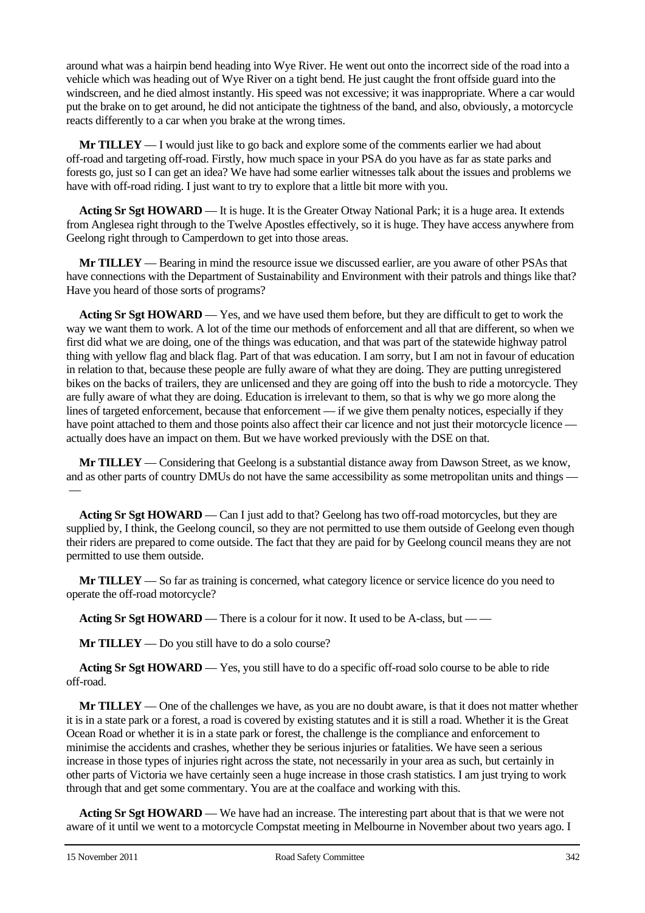around what was a hairpin bend heading into Wye River. He went out onto the incorrect side of the road into a vehicle which was heading out of Wye River on a tight bend. He just caught the front offside guard into the windscreen, and he died almost instantly. His speed was not excessive; it was inappropriate. Where a car would put the brake on to get around, he did not anticipate the tightness of the band, and also, obviously, a motorcycle reacts differently to a car when you brake at the wrong times.

**Mr TILLEY** — I would just like to go back and explore some of the comments earlier we had about off-road and targeting off-road. Firstly, how much space in your PSA do you have as far as state parks and forests go, just so I can get an idea? We have had some earlier witnesses talk about the issues and problems we have with off-road riding. I just want to try to explore that a little bit more with you.

**Acting Sr Sgt HOWARD** — It is huge. It is the Greater Otway National Park; it is a huge area. It extends from Anglesea right through to the Twelve Apostles effectively, so it is huge. They have access anywhere from Geelong right through to Camperdown to get into those areas.

**Mr TILLEY** — Bearing in mind the resource issue we discussed earlier, are you aware of other PSAs that have connections with the Department of Sustainability and Environment with their patrols and things like that? Have you heard of those sorts of programs?

**Acting Sr Sgt HOWARD** — Yes, and we have used them before, but they are difficult to get to work the way we want them to work. A lot of the time our methods of enforcement and all that are different, so when we first did what we are doing, one of the things was education, and that was part of the statewide highway patrol thing with yellow flag and black flag. Part of that was education. I am sorry, but I am not in favour of education in relation to that, because these people are fully aware of what they are doing. They are putting unregistered bikes on the backs of trailers, they are unlicensed and they are going off into the bush to ride a motorcycle. They are fully aware of what they are doing. Education is irrelevant to them, so that is why we go more along the lines of targeted enforcement, because that enforcement — if we give them penalty notices, especially if they have point attached to them and those points also affect their car licence and not just their motorcycle licence — actually does have an impact on them. But we have worked previously with the DSE on that.

**Mr TILLEY** — Considering that Geelong is a substantial distance away from Dawson Street, as we know, and as other parts of country DMUs do not have the same accessibility as some metropolitan units and things — —

**Acting Sr Sgt HOWARD** — Can I just add to that? Geelong has two off-road motorcycles, but they are supplied by, I think, the Geelong council, so they are not permitted to use them outside of Geelong even though their riders are prepared to come outside. The fact that they are paid for by Geelong council means they are not permitted to use them outside.

**Mr TILLEY** — So far as training is concerned, what category licence or service licence do you need to operate the off-road motorcycle?

**Acting Sr Sgt HOWARD** — There is a colour for it now. It used to be A-class, but — —

**Mr TILLEY** — Do you still have to do a solo course?

**Acting Sr Sgt HOWARD** — Yes, you still have to do a specific off-road solo course to be able to ride off-road.

**Mr TILLEY** — One of the challenges we have, as you are no doubt aware, is that it does not matter whether it is in a state park or a forest, a road is covered by existing statutes and it is still a road. Whether it is the Great Ocean Road or whether it is in a state park or forest, the challenge is the compliance and enforcement to minimise the accidents and crashes, whether they be serious injuries or fatalities. We have seen a serious increase in those types of injuries right across the state, not necessarily in your area as such, but certainly in other parts of Victoria we have certainly seen a huge increase in those crash statistics. I am just trying to work through that and get some commentary. You are at the coalface and working with this.

**Acting Sr Sgt HOWARD** — We have had an increase. The interesting part about that is that we were not aware of it until we went to a motorcycle Compstat meeting in Melbourne in November about two years ago. I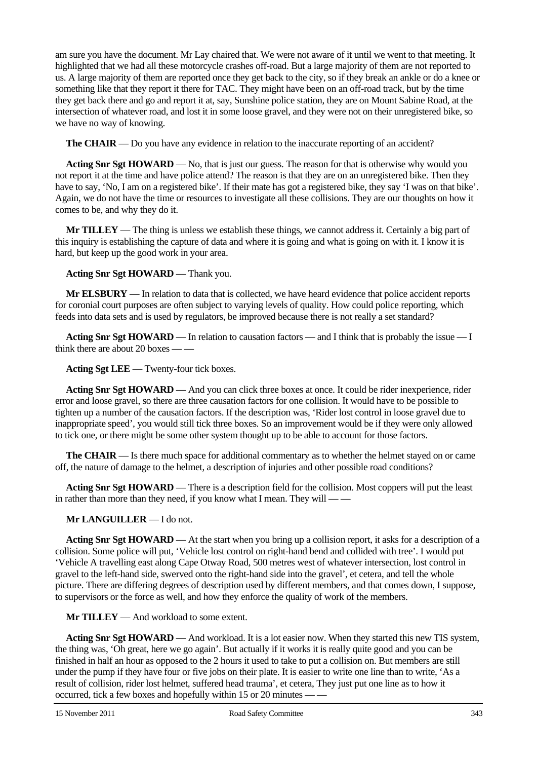am sure you have the document. Mr Lay chaired that. We were not aware of it until we went to that meeting. It highlighted that we had all these motorcycle crashes off-road. But a large majority of them are not reported to us. A large majority of them are reported once they get back to the city, so if they break an ankle or do a knee or something like that they report it there for TAC. They might have been on an off-road track, but by the time they get back there and go and report it at, say, Sunshine police station, they are on Mount Sabine Road, at the intersection of whatever road, and lost it in some loose gravel, and they were not on their unregistered bike, so we have no way of knowing.

**The CHAIR** — Do you have any evidence in relation to the inaccurate reporting of an accident?

**Acting Snr Sgt HOWARD** — No, that is just our guess. The reason for that is otherwise why would you not report it at the time and have police attend? The reason is that they are on an unregistered bike. Then they have to say, 'No, I am on a registered bike'. If their mate has got a registered bike, they say 'I was on that bike'. Again, we do not have the time or resources to investigate all these collisions. They are our thoughts on how it comes to be, and why they do it.

**Mr TILLEY** — The thing is unless we establish these things, we cannot address it. Certainly a big part of this inquiry is establishing the capture of data and where it is going and what is going on with it. I know it is hard, but keep up the good work in your area.

**Acting Snr Sgt HOWARD** — Thank you.

**Mr ELSBURY** — In relation to data that is collected, we have heard evidence that police accident reports for coronial court purposes are often subject to varying levels of quality. How could police reporting, which feeds into data sets and is used by regulators, be improved because there is not really a set standard?

**Acting Snr Sgt HOWARD** — In relation to causation factors — and I think that is probably the issue — I think there are about 20 boxes — —

**Acting Sgt LEE** — Twenty-four tick boxes.

**Acting Snr Sgt HOWARD** — And you can click three boxes at once. It could be rider inexperience, rider error and loose gravel, so there are three causation factors for one collision. It would have to be possible to tighten up a number of the causation factors. If the description was, 'Rider lost control in loose gravel due to inappropriate speed', you would still tick three boxes. So an improvement would be if they were only allowed to tick one, or there might be some other system thought up to be able to account for those factors.

**The CHAIR** — Is there much space for additional commentary as to whether the helmet stayed on or came off, the nature of damage to the helmet, a description of injuries and other possible road conditions?

**Acting Snr Sgt HOWARD** — There is a description field for the collision. Most coppers will put the least in rather than more than they need, if you know what I mean. They will — —

**Mr LANGUILLER** — I do not.

**Acting Snr Sgt HOWARD** — At the start when you bring up a collision report, it asks for a description of a collision. Some police will put, 'Vehicle lost control on right-hand bend and collided with tree'. I would put 'Vehicle A travelling east along Cape Otway Road, 500 metres west of whatever intersection, lost control in gravel to the left-hand side, swerved onto the right-hand side into the gravel', et cetera, and tell the whole picture. There are differing degrees of description used by different members, and that comes down, I suppose, to supervisors or the force as well, and how they enforce the quality of work of the members.

**Mr TILLEY** — And workload to some extent.

**Acting Snr Sgt HOWARD** — And workload. It is a lot easier now. When they started this new TIS system, the thing was, 'Oh great, here we go again'. But actually if it works it is really quite good and you can be finished in half an hour as opposed to the 2 hours it used to take to put a collision on. But members are still under the pump if they have four or five jobs on their plate. It is easier to write one line than to write, 'As a result of collision, rider lost helmet, suffered head trauma', et cetera, They just put one line as to how it occurred, tick a few boxes and hopefully within 15 or 20 minutes — —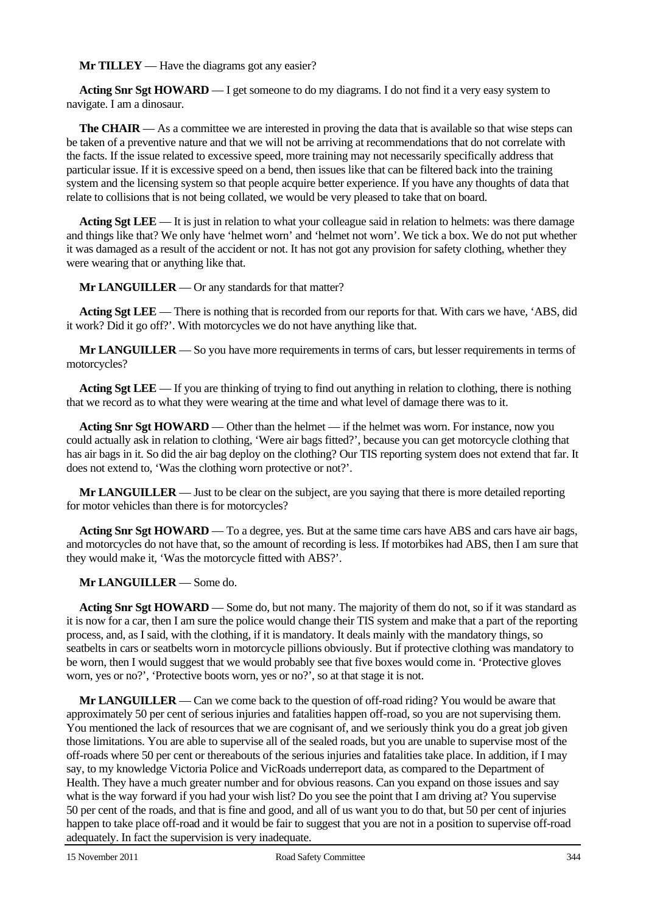**Mr TILLEY** — Have the diagrams got any easier?

**Acting Snr Sgt HOWARD** — I get someone to do my diagrams. I do not find it a very easy system to navigate. I am a dinosaur.

**The CHAIR** — As a committee we are interested in proving the data that is available so that wise steps can be taken of a preventive nature and that we will not be arriving at recommendations that do not correlate with the facts. If the issue related to excessive speed, more training may not necessarily specifically address that particular issue. If it is excessive speed on a bend, then issues like that can be filtered back into the training system and the licensing system so that people acquire better experience. If you have any thoughts of data that relate to collisions that is not being collated, we would be very pleased to take that on board.

**Acting Sgt LEE** — It is just in relation to what your colleague said in relation to helmets: was there damage and things like that? We only have 'helmet worn' and 'helmet not worn'. We tick a box. We do not put whether it was damaged as a result of the accident or not. It has not got any provision for safety clothing, whether they were wearing that or anything like that.

**Mr LANGUILLER** — Or any standards for that matter?

**Acting Sgt LEE** — There is nothing that is recorded from our reports for that. With cars we have, 'ABS, did it work? Did it go off?'. With motorcycles we do not have anything like that.

**Mr LANGUILLER** — So you have more requirements in terms of cars, but lesser requirements in terms of motorcycles?

**Acting Sgt LEE** — If you are thinking of trying to find out anything in relation to clothing, there is nothing that we record as to what they were wearing at the time and what level of damage there was to it.

**Acting Snr Sgt HOWARD** — Other than the helmet — if the helmet was worn. For instance, now you could actually ask in relation to clothing, 'Were air bags fitted?', because you can get motorcycle clothing that has air bags in it. So did the air bag deploy on the clothing? Our TIS reporting system does not extend that far. It does not extend to, 'Was the clothing worn protective or not?'.

**Mr LANGUILLER** — Just to be clear on the subject, are you saying that there is more detailed reporting for motor vehicles than there is for motorcycles?

**Acting Snr Sgt HOWARD** — To a degree, yes. But at the same time cars have ABS and cars have air bags, and motorcycles do not have that, so the amount of recording is less. If motorbikes had ABS, then I am sure that they would make it, 'Was the motorcycle fitted with ABS?'.

**Mr LANGUILLER** — Some do.

**Acting Snr Sgt HOWARD** — Some do, but not many. The majority of them do not, so if it was standard as it is now for a car, then I am sure the police would change their TIS system and make that a part of the reporting process, and, as I said, with the clothing, if it is mandatory. It deals mainly with the mandatory things, so seatbelts in cars or seatbelts worn in motorcycle pillions obviously. But if protective clothing was mandatory to be worn, then I would suggest that we would probably see that five boxes would come in. 'Protective gloves worn, yes or no?', 'Protective boots worn, yes or no?', so at that stage it is not.

**Mr LANGUILLER** — Can we come back to the question of off-road riding? You would be aware that approximately 50 per cent of serious injuries and fatalities happen off-road, so you are not supervising them. You mentioned the lack of resources that we are cognisant of, and we seriously think you do a great job given those limitations. You are able to supervise all of the sealed roads, but you are unable to supervise most of the off-roads where 50 per cent or thereabouts of the serious injuries and fatalities take place. In addition, if I may say, to my knowledge Victoria Police and VicRoads underreport data, as compared to the Department of Health. They have a much greater number and for obvious reasons. Can you expand on those issues and say what is the way forward if you had your wish list? Do you see the point that I am driving at? You supervise 50 per cent of the roads, and that is fine and good, and all of us want you to do that, but 50 per cent of injuries happen to take place off-road and it would be fair to suggest that you are not in a position to supervise off-road adequately. In fact the supervision is very inadequate.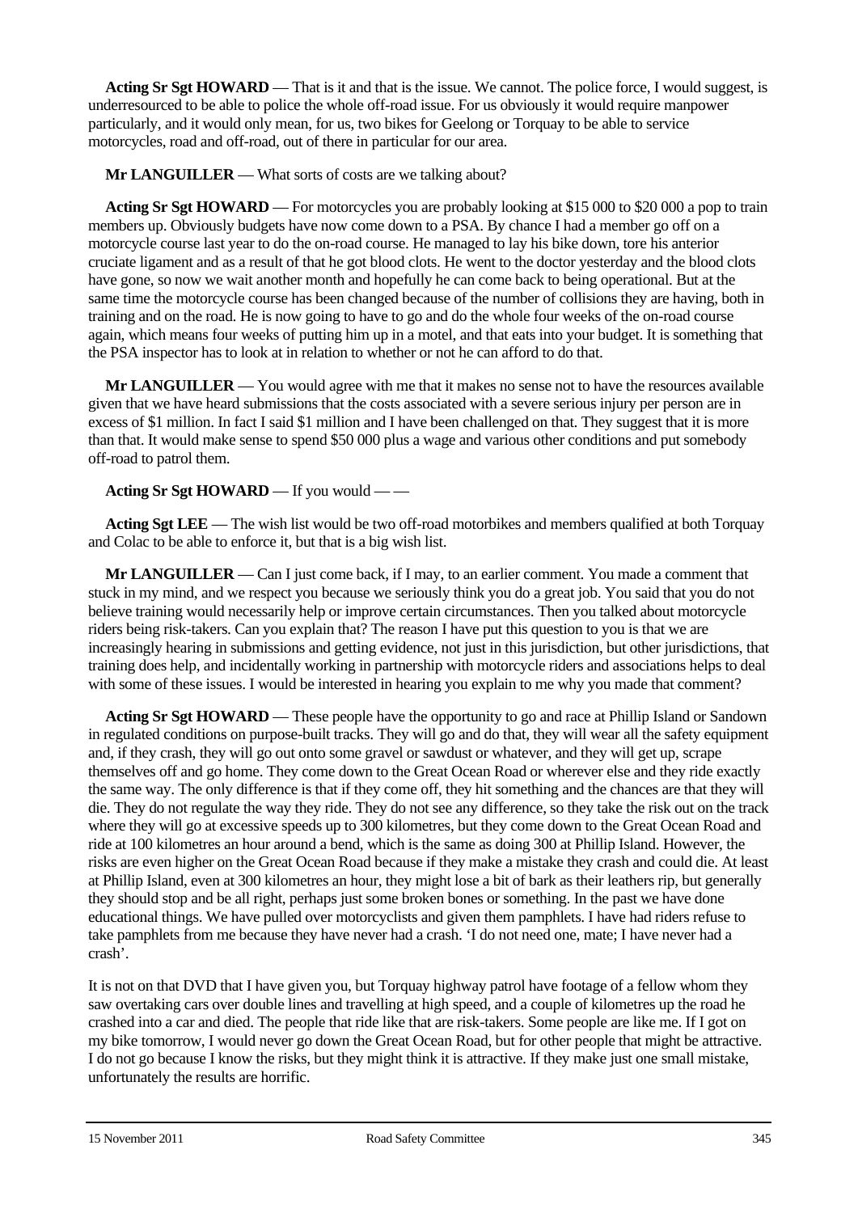**Acting Sr Sgt HOWARD** — That is it and that is the issue. We cannot. The police force, I would suggest, is underresourced to be able to police the whole off-road issue. For us obviously it would require manpower particularly, and it would only mean, for us, two bikes for Geelong or Torquay to be able to service motorcycles, road and off-road, out of there in particular for our area.

**Mr LANGUILLER** — What sorts of costs are we talking about?

**Acting Sr Sgt HOWARD** — For motorcycles you are probably looking at $15 000 to $20 000 a pop to train members up. Obviously budgets have now come down to a PSA. By chance I had a member go off on a motorcycle course last year to do the on-road course. He managed to lay his bike down, tore his anterior cruciate ligament and as a result of that he got blood clots. He went to the doctor yesterday and the blood clots have gone, so now we wait another month and hopefully he can come back to being operational. But at the same time the motorcycle course has been changed because of the number of collisions they are having, both in training and on the road. He is now going to have to go and do the whole four weeks of the on-road course again, which means four weeks of putting him up in a motel, and that eats into your budget. It is something that the PSA inspector has to look at in relation to whether or not he can afford to do that.

**Mr LANGUILLER** — You would agree with me that it makes no sense not to have the resources available given that we have heard submissions that the costs associated with a severe serious injury per person are in excess of $1 million. In fact I said $1 million and I have been challenged on that. They suggest that it is more than that. It would make sense to spend $50 000 plus a wage and various other conditions and put somebody off-road to patrol them.

**Acting Sr Sgt HOWARD** — If you would — —

**Acting Sgt LEE** — The wish list would be two off-road motorbikes and members qualified at both Torquay and Colac to be able to enforce it, but that is a big wish list.

**Mr LANGUILLER** — Can I just come back, if I may, to an earlier comment. You made a comment that stuck in my mind, and we respect you because we seriously think you do a great job. You said that you do not believe training would necessarily help or improve certain circumstances. Then you talked about motorcycle riders being risk-takers. Can you explain that? The reason I have put this question to you is that we are increasingly hearing in submissions and getting evidence, not just in this jurisdiction, but other jurisdictions, that training does help, and incidentally working in partnership with motorcycle riders and associations helps to deal with some of these issues. I would be interested in hearing you explain to me why you made that comment?

**Acting Sr Sgt HOWARD** — These people have the opportunity to go and race at Phillip Island or Sandown in regulated conditions on purpose-built tracks. They will go and do that, they will wear all the safety equipment and, if they crash, they will go out onto some gravel or sawdust or whatever, and they will get up, scrape themselves off and go home. They come down to the Great Ocean Road or wherever else and they ride exactly the same way. The only difference is that if they come off, they hit something and the chances are that they will die. They do not regulate the way they ride. They do not see any difference, so they take the risk out on the track where they will go at excessive speeds up to 300 kilometres, but they come down to the Great Ocean Road and ride at 100 kilometres an hour around a bend, which is the same as doing 300 at Phillip Island. However, the risks are even higher on the Great Ocean Road because if they make a mistake they crash and could die. At least at Phillip Island, even at 300 kilometres an hour, they might lose a bit of bark as their leathers rip, but generally they should stop and be all right, perhaps just some broken bones or something. In the past we have done educational things. We have pulled over motorcyclists and given them pamphlets. I have had riders refuse to take pamphlets from me because they have never had a crash. 'I do not need one, mate; I have never had a crash'.

It is not on that DVD that I have given you, but Torquay highway patrol have footage of a fellow whom they saw overtaking cars over double lines and travelling at high speed, and a couple of kilometres up the road he crashed into a car and died. The people that ride like that are risk-takers. Some people are like me. If I got on my bike tomorrow, I would never go down the Great Ocean Road, but for other people that might be attractive. I do not go because I know the risks, but they might think it is attractive. If they make just one small mistake, unfortunately the results are horrific.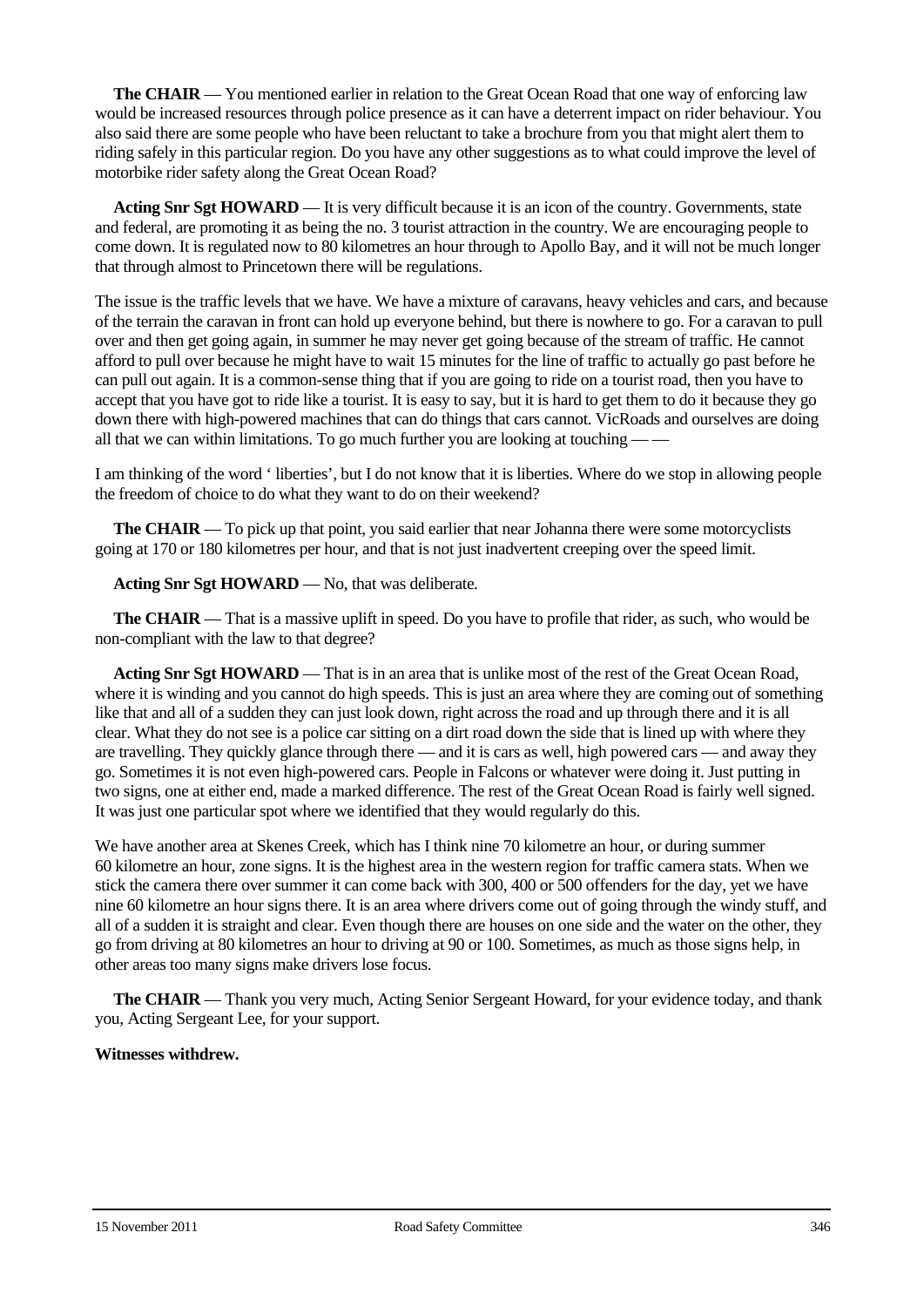**The CHAIR** — You mentioned earlier in relation to the Great Ocean Road that one way of enforcing law would be increased resources through police presence as it can have a deterrent impact on rider behaviour. You also said there are some people who have been reluctant to take a brochure from you that might alert them to riding safely in this particular region. Do you have any other suggestions as to what could improve the level of motorbike rider safety along the Great Ocean Road?

**Acting Snr Sgt HOWARD** — It is very difficult because it is an icon of the country. Governments, state and federal, are promoting it as being the no. 3 tourist attraction in the country. We are encouraging people to come down. It is regulated now to 80 kilometres an hour through to Apollo Bay, and it will not be much longer that through almost to Princetown there will be regulations.

The issue is the traffic levels that we have. We have a mixture of caravans, heavy vehicles and cars, and because of the terrain the caravan in front can hold up everyone behind, but there is nowhere to go. For a caravan to pull over and then get going again, in summer he may never get going because of the stream of traffic. He cannot afford to pull over because he might have to wait 15 minutes for the line of traffic to actually go past before he can pull out again. It is a common-sense thing that if you are going to ride on a tourist road, then you have to accept that you have got to ride like a tourist. It is easy to say, but it is hard to get them to do it because they go down there with high-powered machines that can do things that cars cannot. VicRoads and ourselves are doing all that we can within limitations. To go much further you are looking at touching — —

I am thinking of the word ' liberties', but I do not know that it is liberties. Where do we stop in allowing people the freedom of choice to do what they want to do on their weekend?

**The CHAIR** — To pick up that point, you said earlier that near Johanna there were some motorcyclists going at 170 or 180 kilometres per hour, and that is not just inadvertent creeping over the speed limit.

**Acting Snr Sgt HOWARD** — No, that was deliberate.

**The CHAIR** — That is a massive uplift in speed. Do you have to profile that rider, as such, who would be non-compliant with the law to that degree?

**Acting Snr Sgt HOWARD** — That is in an area that is unlike most of the rest of the Great Ocean Road, where it is winding and you cannot do high speeds. This is just an area where they are coming out of something like that and all of a sudden they can just look down, right across the road and up through there and it is all clear. What they do not see is a police car sitting on a dirt road down the side that is lined up with where they are travelling. They quickly glance through there — and it is cars as well, high powered cars — and away they go. Sometimes it is not even high-powered cars. People in Falcons or whatever were doing it. Just putting in two signs, one at either end, made a marked difference. The rest of the Great Ocean Road is fairly well signed. It was just one particular spot where we identified that they would regularly do this.

We have another area at Skenes Creek, which has I think nine 70 kilometre an hour, or during summer 60 kilometre an hour, zone signs. It is the highest area in the western region for traffic camera stats. When we stick the camera there over summer it can come back with 300, 400 or 500 offenders for the day, yet we have nine 60 kilometre an hour signs there. It is an area where drivers come out of going through the windy stuff, and all of a sudden it is straight and clear. Even though there are houses on one side and the water on the other, they go from driving at 80 kilometres an hour to driving at 90 or 100. Sometimes, as much as those signs help, in other areas too many signs make drivers lose focus.

**The CHAIR** — Thank you very much, Acting Senior Sergeant Howard, for your evidence today, and thank you, Acting Sergeant Lee, for your support.

**Witnesses withdrew.**